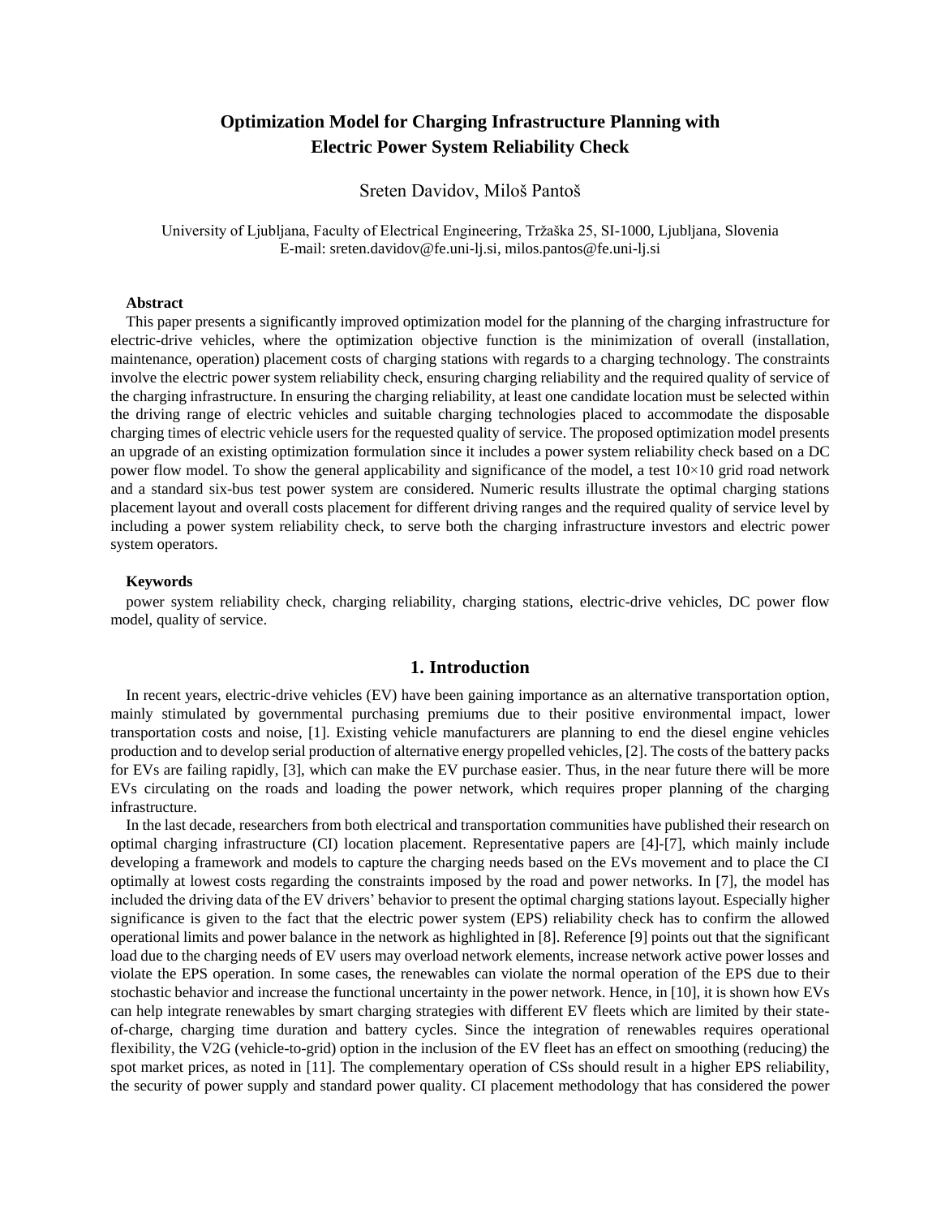# Optimization Model for Charging Infrastructure Planning with Electric Power System Reliability Check

Sreten Davidov, Miloš Pantoš

University of Ljubljana, Faculty of Electrical Engineering, Tržaška 25, SI-1000, Ljubljana, Slovenia
E-mail: sreten.davidov@fe.uni-lj.si, milos.pantos@fe.uni-lj.si

### Abstract

This paper presents a significantly improved optimization model for the planning of the charging infrastructure for electric-drive vehicles, where the optimization objective function is the minimization of overall (installation, maintenance, operation) placement costs of charging stations with regards to a charging technology. The constraints involve the electric power system reliability check, ensuring charging reliability and the required quality of service of the charging infrastructure. In ensuring the charging reliability, at least one candidate location must be selected within the driving range of electric vehicles and suitable charging technologies placed to accommodate the disposable charging times of electric vehicle users for the requested quality of service. The proposed optimization model presents an upgrade of an existing optimization formulation since it includes a power system reliability check based on a DC power flow model. To show the general applicability and significance of the model, a test 10×10 grid road network and a standard six-bus test power system are considered. Numeric results illustrate the optimal charging stations placement layout and overall costs placement for different driving ranges and the required quality of service level by including a power system reliability check, to serve both the charging infrastructure investors and electric power system operators.

### Keywords

power system reliability check, charging reliability, charging stations, electric-drive vehicles, DC power flow model, quality of service.

## 1. Introduction

In recent years, electric-drive vehicles (EV) have been gaining importance as an alternative transportation option, mainly stimulated by governmental purchasing premiums due to their positive environmental impact, lower transportation costs and noise, [1]. Existing vehicle manufacturers are planning to end the diesel engine vehicles production and to develop serial production of alternative energy propelled vehicles, [2]. The costs of the battery packs for EVs are failing rapidly, [3], which can make the EV purchase easier. Thus, in the near future there will be more EVs circulating on the roads and loading the power network, which requires proper planning of the charging infrastructure.

In the last decade, researchers from both electrical and transportation communities have published their research on optimal charging infrastructure (CI) location placement. Representative papers are [4]-[7], which mainly include developing a framework and models to capture the charging needs based on the EVs movement and to place the CI optimally at lowest costs regarding the constraints imposed by the road and power networks. In [7], the model has included the driving data of the EV drivers' behavior to present the optimal charging stations layout. Especially higher significance is given to the fact that the electric power system (EPS) reliability check has to confirm the allowed operational limits and power balance in the network as highlighted in [8]. Reference [9] points out that the significant load due to the charging needs of EV users may overload network elements, increase network active power losses and violate the EPS operation. In some cases, the renewables can violate the normal operation of the EPS due to their stochastic behavior and increase the functional uncertainty in the power network. Hence, in [10], it is shown how EVs can help integrate renewables by smart charging strategies with different EV fleets which are limited by their state-of-charge, charging time duration and battery cycles. Since the integration of renewables requires operational flexibility, the V2G (vehicle-to-grid) option in the inclusion of the EV fleet has an effect on smoothing (reducing) the spot market prices, as noted in [11]. The complementary operation of CSs should result in a higher EPS reliability, the security of power supply and standard power quality. CI placement methodology that has considered the power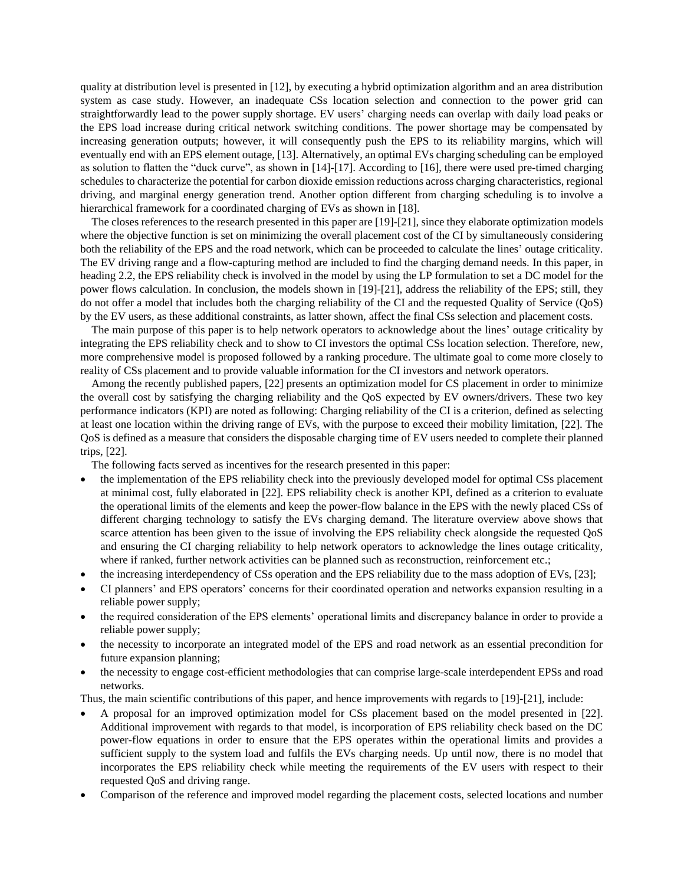quality at distribution level is presented in [12], by executing a hybrid optimization algorithm and an area distribution system as case study. However, an inadequate CSs location selection and connection to the power grid can straightforwardly lead to the power supply shortage. EV users' charging needs can overlap with daily load peaks or the EPS load increase during critical network switching conditions. The power shortage may be compensated by increasing generation outputs; however, it will consequently push the EPS to its reliability margins, which will eventually end with an EPS element outage, [13]. Alternatively, an optimal EVs charging scheduling can be employed as solution to flatten the "duck curve", as shown in [14]-[17]. According to [16], there were used pre-timed charging schedules to characterize the potential for carbon dioxide emission reductions across charging characteristics, regional driving, and marginal energy generation trend. Another option different from charging scheduling is to involve a hierarchical framework for a coordinated charging of EVs as shown in [18].

The closes references to the research presented in this paper are [19]-[21], since they elaborate optimization models where the objective function is set on minimizing the overall placement cost of the CI by simultaneously considering both the reliability of the EPS and the road network, which can be proceeded to calculate the lines' outage criticality. The EV driving range and a flow-capturing method are included to find the charging demand needs. In this paper, in heading 2.2, the EPS reliability check is involved in the model by using the LP formulation to set a DC model for the power flows calculation. In conclusion, the models shown in [19]-[21], address the reliability of the EPS; still, they do not offer a model that includes both the charging reliability of the CI and the requested Quality of Service (QoS) by the EV users, as these additional constraints, as latter shown, affect the final CSs selection and placement costs.

The main purpose of this paper is to help network operators to acknowledge about the lines' outage criticality by integrating the EPS reliability check and to show to CI investors the optimal CSs location selection. Therefore, new, more comprehensive model is proposed followed by a ranking procedure. The ultimate goal to come more closely to reality of CSs placement and to provide valuable information for the CI investors and network operators.

Among the recently published papers, [22] presents an optimization model for CS placement in order to minimize the overall cost by satisfying the charging reliability and the QoS expected by EV owners/drivers. These two key performance indicators (KPI) are noted as following: Charging reliability of the CI is a criterion, defined as selecting at least one location within the driving range of EVs, with the purpose to exceed their mobility limitation, [22]. The QoS is defined as a measure that considers the disposable charging time of EV users needed to complete their planned trips, [22].

The following facts served as incentives for the research presented in this paper:

- the implementation of the EPS reliability check into the previously developed model for optimal CSs placement at minimal cost, fully elaborated in [22]. EPS reliability check is another KPI, defined as a criterion to evaluate the operational limits of the elements and keep the power-flow balance in the EPS with the newly placed CSs of different charging technology to satisfy the EVs charging demand. The literature overview above shows that scarce attention has been given to the issue of involving the EPS reliability check alongside the requested QoS and ensuring the CI charging reliability to help network operators to acknowledge the lines outage criticality, where if ranked, further network activities can be planned such as reconstruction, reinforcement etc.;
- the increasing interdependency of CSs operation and the EPS reliability due to the mass adoption of EVs, [23];
- CI planners' and EPS operators' concerns for their coordinated operation and networks expansion resulting in a reliable power supply;
- the required consideration of the EPS elements' operational limits and discrepancy balance in order to provide a reliable power supply;
- the necessity to incorporate an integrated model of the EPS and road network as an essential precondition for future expansion planning;
- the necessity to engage cost-efficient methodologies that can comprise large-scale interdependent EPSs and road networks.

Thus, the main scientific contributions of this paper, and hence improvements with regards to [19]-[21], include:

- A proposal for an improved optimization model for CSs placement based on the model presented in [22]. Additional improvement with regards to that model, is incorporation of EPS reliability check based on the DC power-flow equations in order to ensure that the EPS operates within the operational limits and provides a sufficient supply to the system load and fulfils the EVs charging needs. Up until now, there is no model that incorporates the EPS reliability check while meeting the requirements of the EV users with respect to their requested QoS and driving range.
- Comparison of the reference and improved model regarding the placement costs, selected locations and number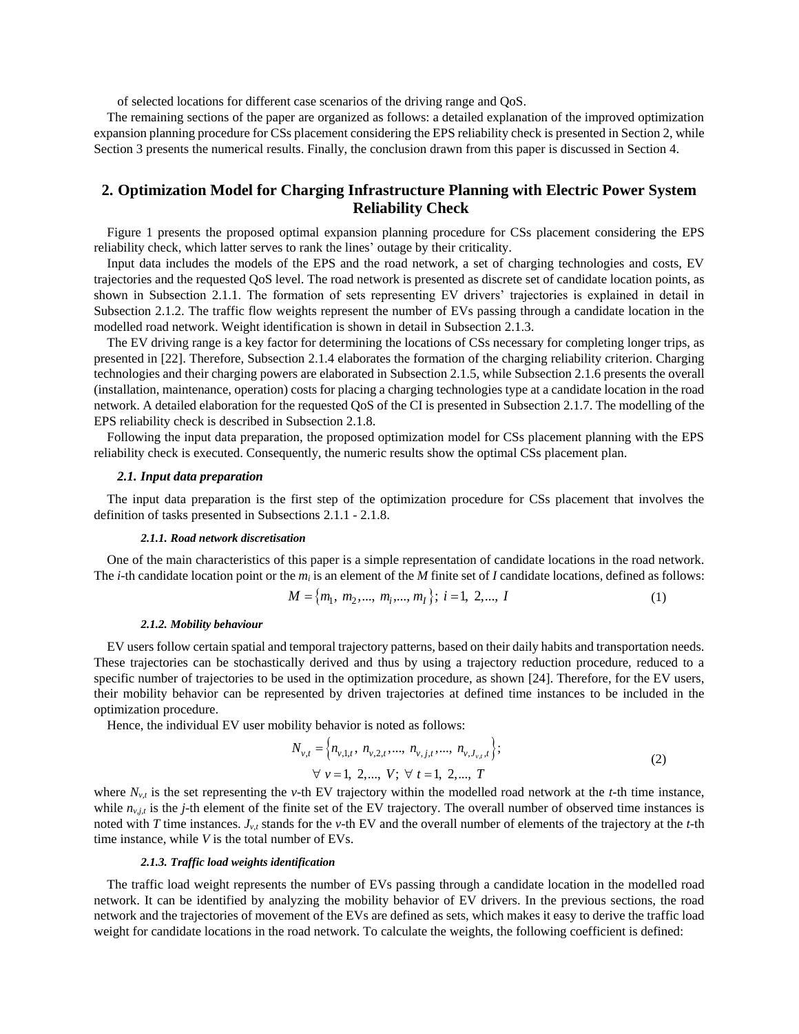of selected locations for different case scenarios of the driving range and QoS.

The remaining sections of the paper are organized as follows: a detailed explanation of the improved optimization expansion planning procedure for CSs placement considering the EPS reliability check is presented in Section 2, while Section 3 presents the numerical results. Finally, the conclusion drawn from this paper is discussed in Section 4.

## 2. Optimization Model for Charging Infrastructure Planning with Electric Power System Reliability Check

Figure 1 presents the proposed optimal expansion planning procedure for CSs placement considering the EPS reliability check, which latter serves to rank the lines' outage by their criticality.

Input data includes the models of the EPS and the road network, a set of charging technologies and costs, EV trajectories and the requested QoS level. The road network is presented as discrete set of candidate location points, as shown in Subsection 2.1.1. The formation of sets representing EV drivers' trajectories is explained in detail in Subsection 2.1.2. The traffic flow weights represent the number of EVs passing through a candidate location in the modelled road network. Weight identification is shown in detail in Subsection 2.1.3.

The EV driving range is a key factor for determining the locations of CSs necessary for completing longer trips, as presented in [22]. Therefore, Subsection 2.1.4 elaborates the formation of the charging reliability criterion. Charging technologies and their charging powers are elaborated in Subsection 2.1.5, while Subsection 2.1.6 presents the overall (installation, maintenance, operation) costs for placing a charging technologies type at a candidate location in the road network. A detailed elaboration for the requested QoS of the CI is presented in Subsection 2.1.7. The modelling of the EPS reliability check is described in Subsection 2.1.8.

Following the input data preparation, the proposed optimization model for CSs placement planning with the EPS reliability check is executed. Consequently, the numeric results show the optimal CSs placement plan.

### *2.1. Input data preparation*

The input data preparation is the first step of the optimization procedure for CSs placement that involves the definition of tasks presented in Subsections 2.1.1 - 2.1.8.

#### *2.1.1. Road network discretisation*

One of the main characteristics of this paper is a simple representation of candidate locations in the road network. The *i*-th candidate location point or the $m_i$ is an element of the *M* finite set of *I* candidate locations, defined as follows:

$$M = \{m_1,\ m_2, ...,\ m_i, ...,\ m_I\};\ i = 1,\ 2, ...,\ I \tag{1}$$

#### *2.1.2. Mobility behaviour*

EV users follow certain spatial and temporal trajectory patterns, based on their daily habits and transportation needs. These trajectories can be stochastically derived and thus by using a trajectory reduction procedure, reduced to a specific number of trajectories to be used in the optimization procedure, as shown [24]. Therefore, for the EV users, their mobility behavior can be represented by driven trajectories at defined time instances to be included in the optimization procedure.

Hence, the individual EV user mobility behavior is noted as follows:

$$\begin{gathered} N_{v,t} = \left\{n_{v,1,t},\ n_{v,2,t}, ...,\ n_{v,j,t}, ...,\ n_{v,J_{v,t},t}\right\}; \\ \forall\ v = 1,\ 2, ...,\ V;\ \forall\ t = 1,\ 2, ...,\ T \end{gathered} \tag{2}$$

where $N_{v,t}$ is the set representing the *v*-th EV trajectory within the modelled road network at the *t*-th time instance, while $n_{v,j,t}$ is the *j*-th element of the finite set of the EV trajectory. The overall number of observed time instances is noted with *T* time instances. $J_{v,t}$ stands for the *v*-th EV and the overall number of elements of the trajectory at the *t*-th time instance, while *V* is the total number of EVs.

#### *2.1.3. Traffic load weights identification*

The traffic load weight represents the number of EVs passing through a candidate location in the modelled road network. It can be identified by analyzing the mobility behavior of EV drivers. In the previous sections, the road network and the trajectories of movement of the EVs are defined as sets, which makes it easy to derive the traffic load weight for candidate locations in the road network. To calculate the weights, the following coefficient is defined: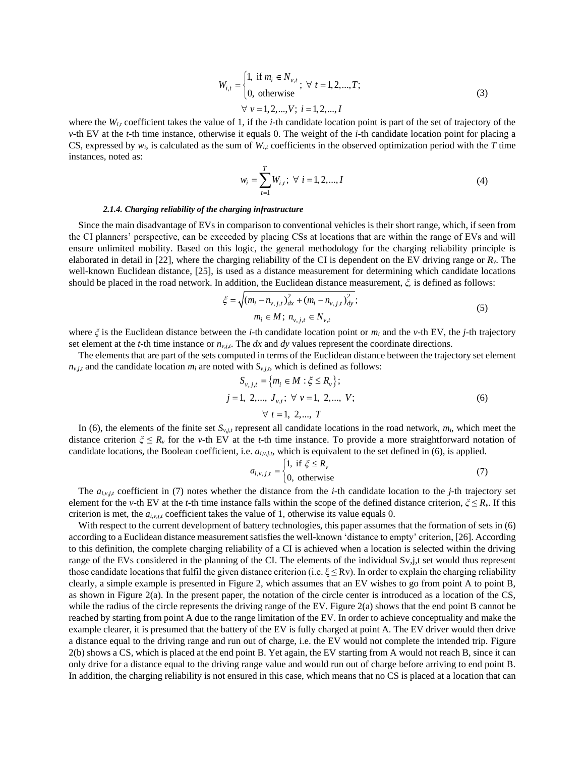$$W_{i,t} = \begin{cases} 1, \text{ if } m_i \in N_{v,t} \\ 0, \text{ otherwise} \end{cases}; \ \forall \ t = 1, 2, ..., T; \quad (3)$$
$$\forall \ v = 1, 2, ..., V; \ i = 1, 2, ..., I$$

where the $W_{i,t}$ coefficient takes the value of 1, if the $i$-th candidate location point is part of the set of trajectory of the $v$-th EV at the $t$-th time instance, otherwise it equals 0. The weight of the $i$-th candidate location point for placing a CS, expressed by $w_i$, is calculated as the sum of $W_{i,t}$ coefficients in the observed optimization period with the $T$ time instances, noted as:

$$w_i = \sum_{t=1}^{T} W_{i,t}; \ \forall \ i = 1, 2, ..., I \quad (4)$$

#### 2.1.4. Charging reliability of the charging infrastructure

Since the main disadvantage of EVs in comparison to conventional vehicles is their short range, which, if seen from the CI planners' perspective, can be exceeded by placing CSs at locations that are within the range of EVs and will ensure unlimited mobility. Based on this logic, the general methodology for the charging reliability principle is elaborated in detail in [22], where the charging reliability of the CI is dependent on the EV driving range or $R_v$. The well-known Euclidean distance, [25], is used as a distance measurement for determining which candidate locations should be placed in the road network. In addition, the Euclidean distance measurement, $\xi$, is defined as follows:

$$\xi = \sqrt{(m_i - n_{v,j,t})_{dx}^2 + (m_i - n_{v,j,t})_{dy}^2}; \quad (5)$$
$$m_i \in M; \ n_{v,j,t} \in N_{v,t}$$

where $\xi$ is the Euclidean distance between the $i$-th candidate location point or $m_i$ and the $v$-th EV, the $j$-th trajectory set element at the $t$-th time instance or $n_{v,j,t}$. The $dx$ and $dy$ values represent the coordinate directions.

The elements that are part of the sets computed in terms of the Euclidean distance between the trajectory set element $n_{v,j,t}$ and the candidate location $m_i$ are noted with $S_{v,j,t}$, which is defined as follows:

$$S_{v,j,t} = \{m_i \in M : \xi \leq R_v\};$$
$$j = 1, \ 2, ..., \ J_{v,t}; \ \forall \ v = 1, \ 2, ..., \ V; \quad (6)$$
$$\forall \ t = 1, \ 2, ..., \ T$$

In (6), the elements of the finite set $S_{v,j,t}$ represent all candidate locations in the road network, $m_i$, which meet the distance criterion $\xi \leq R_v$ for the $v$-th EV at the $t$-th time instance. To provide a more straightforward notation of candidate locations, the Boolean coefficient, i.e. $a_{i,v,j,t}$, which is equivalent to the set defined in (6), is applied.

$$a_{i,v,j,t} = \begin{cases} 1, \text{ if } \xi \leq R_v \\ 0, \text{ otherwise} \end{cases} \quad (7)$$

The $a_{i,v,j,t}$ coefficient in (7) notes whether the distance from the $i$-th candidate location to the $j$-th trajectory set element for the $v$-th EV at the $t$-th time instance falls within the scope of the defined distance criterion, $\xi \leq R_v$. If this criterion is met, the $a_{i,v,j,t}$ coefficient takes the value of 1, otherwise its value equals 0.

With respect to the current development of battery technologies, this paper assumes that the formation of sets in (6) according to a Euclidean distance measurement satisfies the well-known 'distance to empty' criterion, [26]. According to this definition, the complete charging reliability of a CI is achieved when a location is selected within the driving range of the EVs considered in the planning of the CI. The elements of the individual Sv,j,t set would thus represent those candidate locations that fulfil the given distance criterion (i.e. $\xi \leq$ Rv). In order to explain the charging reliability clearly, a simple example is presented in Figure 2, which assumes that an EV wishes to go from point A to point B, as shown in Figure 2(a). In the present paper, the notation of the circle center is introduced as a location of the CS, while the radius of the circle represents the driving range of the EV. Figure 2(a) shows that the end point B cannot be reached by starting from point A due to the range limitation of the EV. In order to achieve conceptuality and make the example clearer, it is presumed that the battery of the EV is fully charged at point A. The EV driver would then drive a distance equal to the driving range and run out of charge, i.e. the EV would not complete the intended trip. Figure 2(b) shows a CS, which is placed at the end point B. Yet again, the EV starting from A would not reach B, since it can only drive for a distance equal to the driving range value and would run out of charge before arriving to end point B. In addition, the charging reliability is not ensured in this case, which means that no CS is placed at a location that can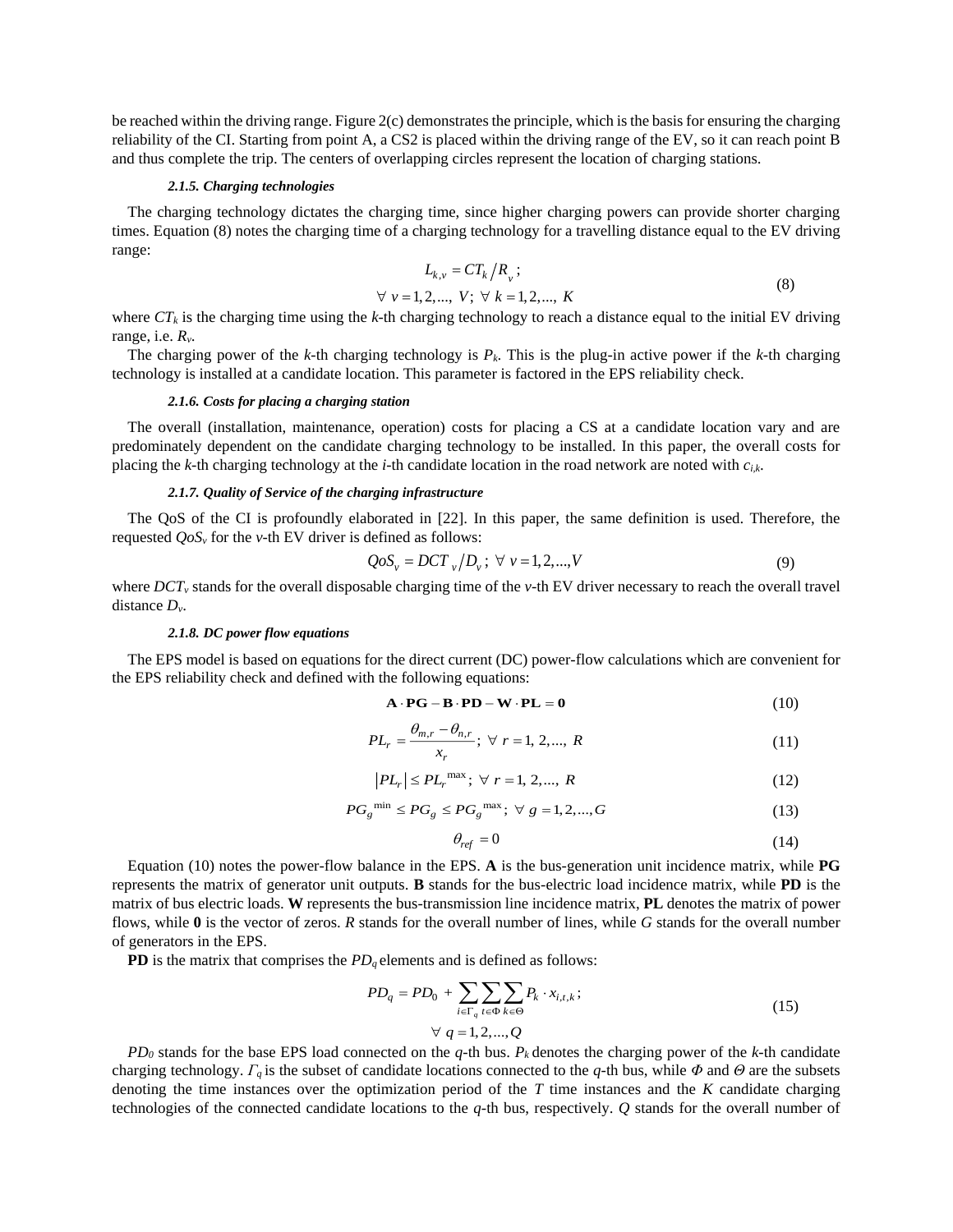be reached within the driving range. Figure 2(c) demonstrates the principle, which is the basis for ensuring the charging reliability of the CI. Starting from point A, a CS2 is placed within the driving range of the EV, so it can reach point B and thus complete the trip. The centers of overlapping circles represent the location of charging stations.

#### *2.1.5. Charging technologies*

The charging technology dictates the charging time, since higher charging powers can provide shorter charging times. Equation (8) notes the charging time of a charging technology for a travelling distance equal to the EV driving range:

$$L_{k,v} = CT_k / R_v ; \quad \forall\ v = 1,2,...,\ V;\ \forall\ k = 1,2,...,\ K \tag{8}$$

where $CT_k$ is the charging time using the $k$-th charging technology to reach a distance equal to the initial EV driving range, i.e. $R_v$.

The charging power of the $k$-th charging technology is $P_k$. This is the plug-in active power if the $k$-th charging technology is installed at a candidate location. This parameter is factored in the EPS reliability check.

#### *2.1.6. Costs for placing a charging station*

The overall (installation, maintenance, operation) costs for placing a CS at a candidate location vary and are predominately dependent on the candidate charging technology to be installed. In this paper, the overall costs for placing the $k$-th charging technology at the $i$-th candidate location in the road network are noted with $c_{i,k}$.

#### *2.1.7. Quality of Service of the charging infrastructure*

The QoS of the CI is profoundly elaborated in [22]. In this paper, the same definition is used. Therefore, the requested $QoS_v$ for the $v$-th EV driver is defined as follows:

$$QoS_v = DCT_v / D_v ;\ \forall\ v = 1,2,...,V \tag{9}$$

where $DCT_v$ stands for the overall disposable charging time of the $v$-th EV driver necessary to reach the overall travel distance $D_v$.

#### *2.1.8. DC power flow equations*

The EPS model is based on equations for the direct current (DC) power-flow calculations which are convenient for the EPS reliability check and defined with the following equations:

$$\mathbf{A} \cdot \mathbf{PG} - \mathbf{B} \cdot \mathbf{PD} - \mathbf{W} \cdot \mathbf{PL} = \mathbf{0} \tag{10}$$

$$PL_r = \frac{\theta_{m,r} - \theta_{n,r}}{x_r};\ \forall\ r = 1,\ 2,...,\ R \tag{11}$$

$$\left| PL_r \right| \le PL_r^{\max};\ \forall\ r = 1,\ 2,...,\ R \tag{12}$$

$$PG_g^{\min} \le PG_g \le PG_g^{\max};\ \forall\ g = 1,2,...,G \tag{13}$$

$$\theta_{ref} = 0 \tag{14}$$

Equation (10) notes the power-flow balance in the EPS. **A** is the bus-generation unit incidence matrix, while **PG** represents the matrix of generator unit outputs. **B** stands for the bus-electric load incidence matrix, while **PD** is the matrix of bus electric loads. **W** represents the bus-transmission line incidence matrix, **PL** denotes the matrix of power flows, while **0** is the vector of zeros. $R$ stands for the overall number of lines, while $G$ stands for the overall number of generators in the EPS.

**PD** is the matrix that comprises the $PD_q$ elements and is defined as follows:

$$PD_q = PD_0 + \sum_{i \in \Gamma_q} \sum_{t \in \Phi} \sum_{k \in \Theta} P_k \cdot x_{i,t,k} ;\quad \forall\ q = 1,2,...,Q \tag{15}$$

$PD_0$ stands for the base EPS load connected on the $q$-th bus. $P_k$ denotes the charging power of the $k$-th candidate charging technology. $\Gamma_q$ is the subset of candidate locations connected to the $q$-th bus, while $\Phi$ and $\Theta$ are the subsets denoting the time instances over the optimization period of the $T$ time instances and the $K$ candidate charging technologies of the connected candidate locations to the $q$-th bus, respectively. $Q$ stands for the overall number of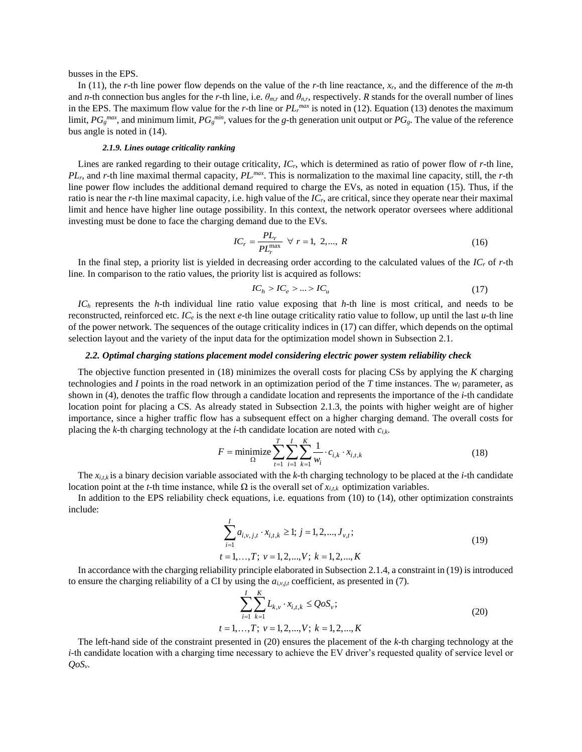busses in the EPS.

In (11), the *r*-th line power flow depends on the value of the *r*-th line reactance, $x_r$, and the difference of the *m*-th and *n*-th connection bus angles for the *r*-th line, i.e. $\theta_{m,r}$ and $\theta_{n,r}$, respectively. *R* stands for the overall number of lines in the EPS. The maximum flow value for the *r*-th line or $PL_r^{max}$ is noted in (12). Equation (13) denotes the maximum limit, $PG_g^{max}$, and minimum limit, $PG_g^{min}$, values for the *g*-th generation unit output or $PG_g$. The value of the reference bus angle is noted in (14).

#### 2.1.9. Lines outage criticality ranking

Lines are ranked regarding to their outage criticality, $IC_r$, which is determined as ratio of power flow of *r*-th line, $PL_r$, and *r*-th line maximal thermal capacity, $PL_r^{max}$. This is normalization to the maximal line capacity, still, the *r*-th line power flow includes the additional demand required to charge the EVs, as noted in equation (15). Thus, if the ratio is near the *r*-th line maximal capacity, i.e. high value of the $IC_r$, are critical, since they operate near their maximal limit and hence have higher line outage possibility. In this context, the network operator oversees where additional investing must be done to face the charging demand due to the EVs.

$$IC_r = \frac{PL_r}{PL_r^{\max}} \quad \forall\ r = 1,\ 2, \ldots,\ R \tag{16}$$

In the final step, a priority list is yielded in decreasing order according to the calculated values of the $IC_r$ of *r*-th line. In comparison to the ratio values, the priority list is acquired as follows:

$$IC_h > IC_e > \ldots > IC_u \tag{17}$$

$IC_h$ represents the *h*-th individual line ratio value exposing that *h*-th line is most critical, and needs to be reconstructed, reinforced etc. $IC_e$ is the next *e*-th line outage criticality ratio value to follow, up until the last *u*-th line of the power network. The sequences of the outage criticality indices in (17) can differ, which depends on the optimal selection layout and the variety of the input data for the optimization model shown in Subsection 2.1.

### 2.2. Optimal charging stations placement model considering electric power system reliability check

The objective function presented in (18) minimizes the overall costs for placing CSs by applying the *K* charging technologies and *I* points in the road network in an optimization period of the *T* time instances. The $w_i$ parameter, as shown in (4), denotes the traffic flow through a candidate location and represents the importance of the *i*-th candidate location point for placing a CS. As already stated in Subsection 2.1.3, the points with higher weight are of higher importance, since a higher traffic flow has a subsequent effect on a higher charging demand. The overall costs for placing the *k*-th charging technology at the *i*-th candidate location are noted with $c_{i,k}$.

$$F = \underset{\Omega}{\text{minimize}} \sum_{t=1}^{T} \sum_{i=1}^{I} \sum_{k=1}^{K} \frac{1}{w_i} \cdot c_{i,k} \cdot x_{i,t,k} \tag{18}$$

The $x_{i,t,k}$ is a binary decision variable associated with the *k*-th charging technology to be placed at the *i*-th candidate location point at the *t*-th time instance, while $\Omega$ is the overall set of $x_{i,t,k}$ optimization variables.

In addition to the EPS reliability check equations, i.e. equations from (10) to (14), other optimization constraints include:

$$\begin{gathered} \sum_{i=1}^{I} a_{i,v,j,t} \cdot x_{i,t,k} \geq 1;\ j = 1, 2, \ldots, J_{v,t}; \\ t = 1, \ldots, T;\ v = 1, 2, \ldots, V;\ k = 1, 2, \ldots, K \end{gathered} \tag{19}$$

In accordance with the charging reliability principle elaborated in Subsection 2.1.4, a constraint in (19) is introduced to ensure the charging reliability of a CI by using the $a_{i,v,j,t}$ coefficient, as presented in (7).

$$\begin{gathered} \sum_{i=1}^{I} \sum_{k=1}^{K} L_{k,v} \cdot x_{i,t,k} \leq QoS_v; \\ t = 1, \ldots, T;\ v = 1, 2, \ldots, V;\ k = 1, 2, \ldots, K \end{gathered} \tag{20}$$

The left-hand side of the constraint presented in (20) ensures the placement of the *k*-th charging technology at the *i*-th candidate location with a charging time necessary to achieve the EV driver's requested quality of service level or $QoS_v$.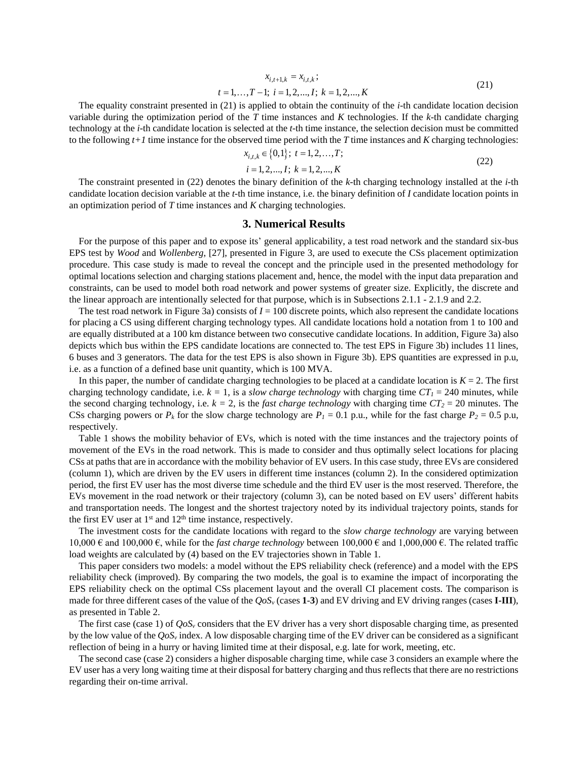$$x_{i,t+1,k} = x_{i,t,k};$$
$$t = 1,\ldots,T-1;\ i = 1,2,...,I;\ k = 1,2,...,K \tag{21}$$

The equality constraint presented in (21) is applied to obtain the continuity of the *i*-th candidate location decision variable during the optimization period of the *T* time instances and *K* technologies. If the *k*-th candidate charging technology at the *i*-th candidate location is selected at the *t*-th time instance, the selection decision must be committed to the following *t+1* time instance for the observed time period with the *T* time instances and *K* charging technologies:

$$x_{i,t,k} \in \{0,1\};\ t = 1,2,\ldots,T;$$
$$i = 1,2,...,I;\ k = 1,2,...,K \tag{22}$$

The constraint presented in (22) denotes the binary definition of the *k*-th charging technology installed at the *i*-th candidate location decision variable at the *t*-th time instance, i.e. the binary definition of *I* candidate location points in an optimization period of *T* time instances and *K* charging technologies.

## 3. Numerical Results

For the purpose of this paper and to expose its' general applicability, a test road network and the standard six-bus EPS test by *Wood* and *Wollenberg*, [27], presented in Figure 3, are used to execute the CSs placement optimization procedure. This case study is made to reveal the concept and the principle used in the presented methodology for optimal locations selection and charging stations placement and, hence, the model with the input data preparation and constraints, can be used to model both road network and power systems of greater size. Explicitly, the discrete and the linear approach are intentionally selected for that purpose, which is in Subsections 2.1.1 - 2.1.9 and 2.2.

The test road network in Figure 3a) consists of $I$ = 100 discrete points, which also represent the candidate locations for placing a CS using different charging technology types. All candidate locations hold a notation from 1 to 100 and are equally distributed at a 100 km distance between two consecutive candidate locations. In addition, Figure 3a) also depicts which bus within the EPS candidate locations are connected to. The test EPS in Figure 3b) includes 11 lines, 6 buses and 3 generators. The data for the test EPS is also shown in Figure 3b). EPS quantities are expressed in p.u, i.e. as a function of a defined base unit quantity, which is 100 MVA.

In this paper, the number of candidate charging technologies to be placed at a candidate location is $K$ = 2. The first charging technology candidate, i.e. $k$ = 1, is a *slow charge technology* with charging time $CT_1$ = 240 minutes, while the second charging technology, i.e. $k$ = 2, is the *fast charge technology* with charging time $CT_2$ = 20 minutes. The CSs charging powers or $P_k$ for the slow charge technology are $P_1$ = 0.1 p.u., while for the fast charge $P_2$ = 0.5 p.u, respectively.

Table 1 shows the mobility behavior of EVs, which is noted with the time instances and the trajectory points of movement of the EVs in the road network. This is made to consider and thus optimally select locations for placing CSs at paths that are in accordance with the mobility behavior of EV users. In this case study, three EVs are considered (column 1), which are driven by the EV users in different time instances (column 2). In the considered optimization period, the first EV user has the most diverse time schedule and the third EV user is the most reserved. Therefore, the EVs movement in the road network or their trajectory (column 3), can be noted based on EV users' different habits and transportation needs. The longest and the shortest trajectory noted by its individual trajectory points, stands for the first EV user at 1st and 12th time instance, respectively.

The investment costs for the candidate locations with regard to the *slow charge technology* are varying between 10,000 € and 100,000 €, while for the *fast charge technology* between 100,000 € and 1,000,000 €. The related traffic load weights are calculated by (4) based on the EV trajectories shown in Table 1.

This paper considers two models: a model without the EPS reliability check (reference) and a model with the EPS reliability check (improved). By comparing the two models, the goal is to examine the impact of incorporating the EPS reliability check on the optimal CSs placement layout and the overall CI placement costs. The comparison is made for three different cases of the value of the $QoS_v$ (cases **1**-**3**) and EV driving and EV driving ranges (cases **I**-**III**), as presented in Table 2.

The first case (case 1) of $QoS_v$ considers that the EV driver has a very short disposable charging time, as presented by the low value of the $QoS_v$ index. A low disposable charging time of the EV driver can be considered as a significant reflection of being in a hurry or having limited time at their disposal, e.g. late for work, meeting, etc.

The second case (case 2) considers a higher disposable charging time, while case 3 considers an example where the EV user has a very long waiting time at their disposal for battery charging and thus reflects that there are no restrictions regarding their on-time arrival.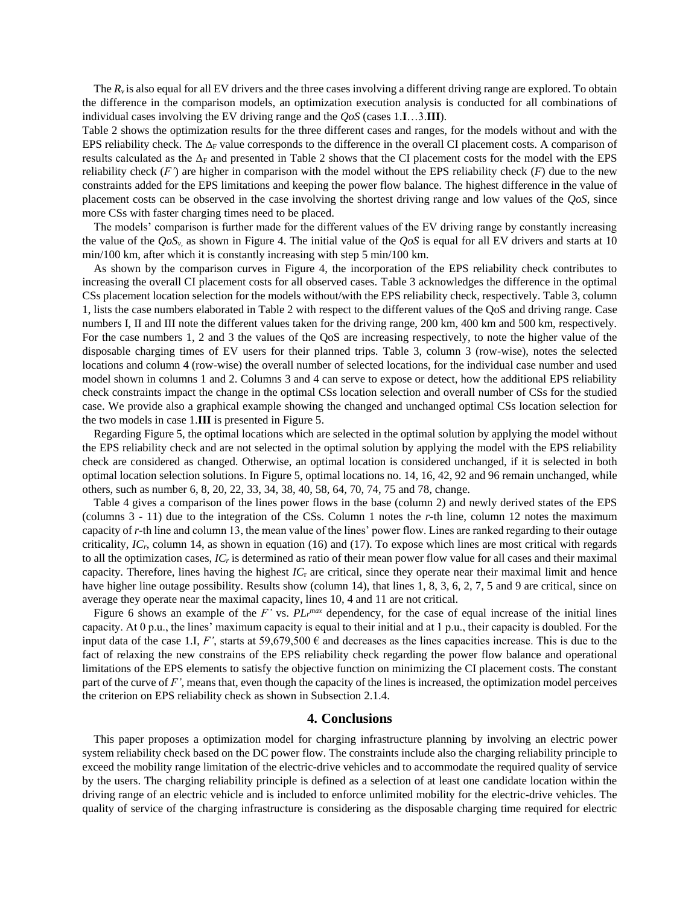The $R_v$ is also equal for all EV drivers and the three cases involving a different driving range are explored. To obtain the difference in the comparison models, an optimization execution analysis is conducted for all combinations of individual cases involving the EV driving range and the *QoS* (cases 1.**I**…3.**III**).

Table 2 shows the optimization results for the three different cases and ranges, for the models without and with the EPS reliability check. The $\Delta_F$ value corresponds to the difference in the overall CI placement costs. A comparison of results calculated as the $\Delta_F$ and presented in Table 2 shows that the CI placement costs for the model with the EPS reliability check ($F'$) are higher in comparison with the model without the EPS reliability check ($F$) due to the new constraints added for the EPS limitations and keeping the power flow balance. The highest difference in the value of placement costs can be observed in the case involving the shortest driving range and low values of the *QoS*, since more CSs with faster charging times need to be placed.

The models' comparison is further made for the different values of the EV driving range by constantly increasing the value of the $QoS_v$, as shown in Figure 4. The initial value of the *QoS* is equal for all EV drivers and starts at 10 min/100 km, after which it is constantly increasing with step 5 min/100 km.

As shown by the comparison curves in Figure 4, the incorporation of the EPS reliability check contributes to increasing the overall CI placement costs for all observed cases. Table 3 acknowledges the difference in the optimal CSs placement location selection for the models without/with the EPS reliability check, respectively. Table 3, column 1, lists the case numbers elaborated in Table 2 with respect to the different values of the QoS and driving range. Case numbers I, II and III note the different values taken for the driving range, 200 km, 400 km and 500 km, respectively. For the case numbers 1, 2 and 3 the values of the QoS are increasing respectively, to note the higher value of the disposable charging times of EV users for their planned trips. Table 3, column 3 (row-wise), notes the selected locations and column 4 (row-wise) the overall number of selected locations, for the individual case number and used model shown in columns 1 and 2. Columns 3 and 4 can serve to expose or detect, how the additional EPS reliability check constraints impact the change in the optimal CSs location selection and overall number of CSs for the studied case. We provide also a graphical example showing the changed and unchanged optimal CSs location selection for the two models in case 1.**III** is presented in Figure 5.

Regarding Figure 5, the optimal locations which are selected in the optimal solution by applying the model without the EPS reliability check and are not selected in the optimal solution by applying the model with the EPS reliability check are considered as changed. Otherwise, an optimal location is considered unchanged, if it is selected in both optimal location selection solutions. In Figure 5, optimal locations no. 14, 16, 42, 92 and 96 remain unchanged, while others, such as number 6, 8, 20, 22, 33, 34, 38, 40, 58, 64, 70, 74, 75 and 78, change.

Table 4 gives a comparison of the lines power flows in the base (column 2) and newly derived states of the EPS (columns 3 - 11) due to the integration of the CSs. Column 1 notes the $r$-th line, column 12 notes the maximum capacity of $r$-th line and column 13, the mean value of the lines' power flow. Lines are ranked regarding to their outage criticality, $IC_r$, column 14, as shown in equation (16) and (17). To expose which lines are most critical with regards to all the optimization cases, $IC_r$ is determined as ratio of their mean power flow value for all cases and their maximal capacity. Therefore, lines having the highest $IC_r$ are critical, since they operate near their maximal limit and hence have higher line outage possibility. Results show (column 14), that lines 1, 8, 3, 6, 2, 7, 5 and 9 are critical, since on average they operate near the maximal capacity, lines 10, 4 and 11 are not critical.

Figure 6 shows an example of the $F'$ vs. $PL_r^{max}$ dependency, for the case of equal increase of the initial lines capacity. At 0 p.u., the lines' maximum capacity is equal to their initial and at 1 p.u., their capacity is doubled. For the input data of the case 1.I, $F'$, starts at 59,679,500 € and decreases as the lines capacities increase. This is due to the fact of relaxing the new constrains of the EPS reliability check regarding the power flow balance and operational limitations of the EPS elements to satisfy the objective function on minimizing the CI placement costs. The constant part of the curve of $F'$, means that, even though the capacity of the lines is increased, the optimization model perceives the criterion on EPS reliability check as shown in Subsection 2.1.4.

## 4. Conclusions

This paper proposes a optimization model for charging infrastructure planning by involving an electric power system reliability check based on the DC power flow. The constraints include also the charging reliability principle to exceed the mobility range limitation of the electric-drive vehicles and to accommodate the required quality of service by the users. The charging reliability principle is defined as a selection of at least one candidate location within the driving range of an electric vehicle and is included to enforce unlimited mobility for the electric-drive vehicles. The quality of service of the charging infrastructure is considering as the disposable charging time required for electric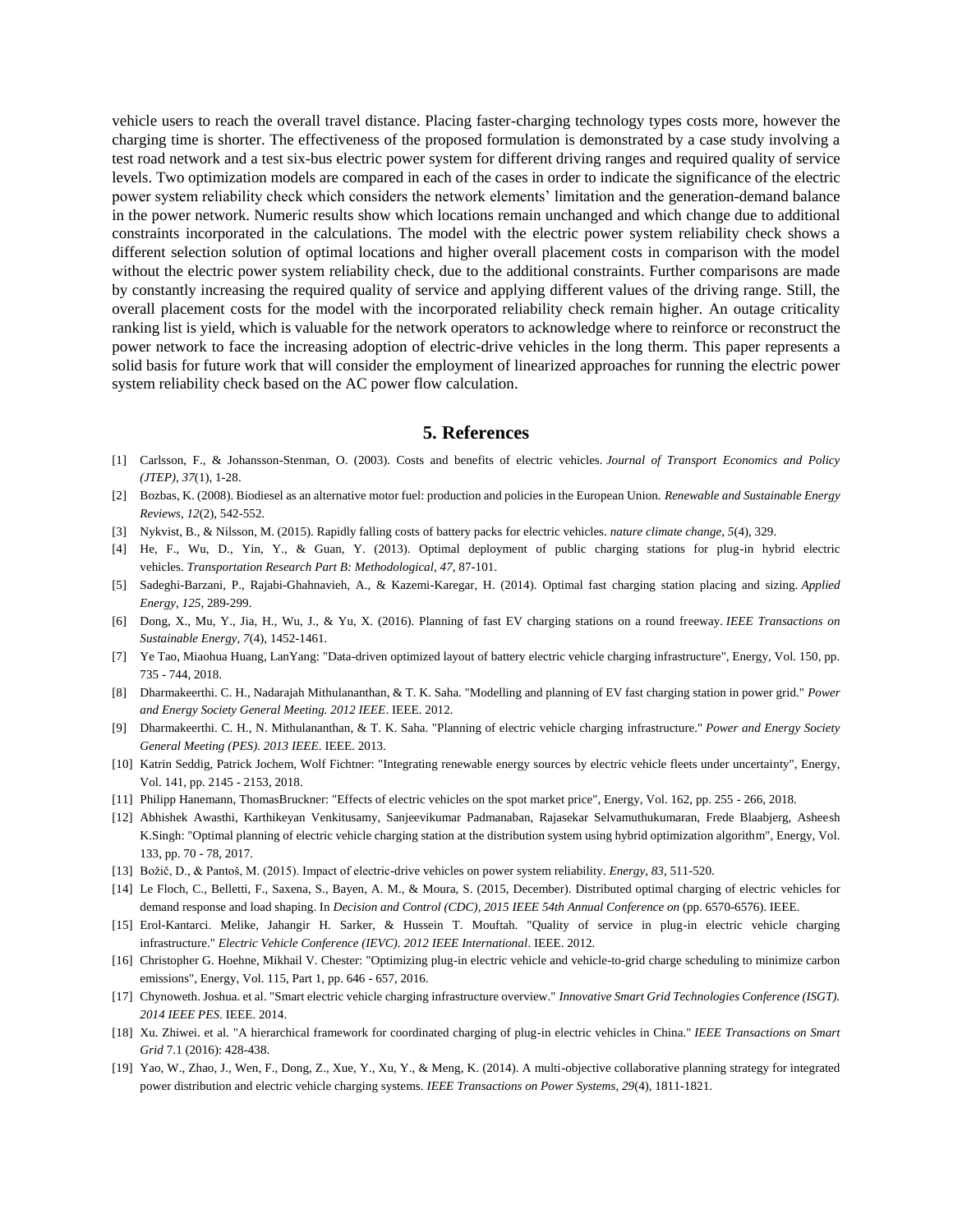vehicle users to reach the overall travel distance. Placing faster-charging technology types costs more, however the charging time is shorter. The effectiveness of the proposed formulation is demonstrated by a case study involving a test road network and a test six-bus electric power system for different driving ranges and required quality of service levels. Two optimization models are compared in each of the cases in order to indicate the significance of the electric power system reliability check which considers the network elements' limitation and the generation-demand balance in the power network. Numeric results show which locations remain unchanged and which change due to additional constraints incorporated in the calculations. The model with the electric power system reliability check shows a different selection solution of optimal locations and higher overall placement costs in comparison with the model without the electric power system reliability check, due to the additional constraints. Further comparisons are made by constantly increasing the required quality of service and applying different values of the driving range. Still, the overall placement costs for the model with the incorporated reliability check remain higher. An outage criticality ranking list is yield, which is valuable for the network operators to acknowledge where to reinforce or reconstruct the power network to face the increasing adoption of electric-drive vehicles in the long therm. This paper represents a solid basis for future work that will consider the employment of linearized approaches for running the electric power system reliability check based on the AC power flow calculation.

## 5. References

[1] Carlsson, F., & Johansson-Stenman, O. (2003). Costs and benefits of electric vehicles. *Journal of Transport Economics and Policy (JTEP)*, *37*(1), 1-28.

[2] Bozbas, K. (2008). Biodiesel as an alternative motor fuel: production and policies in the European Union. *Renewable and Sustainable Energy Reviews*, *12*(2), 542-552.

[3] Nykvist, B., & Nilsson, M. (2015). Rapidly falling costs of battery packs for electric vehicles. *nature climate change*, *5*(4), 329.

[4] He, F., Wu, D., Yin, Y., & Guan, Y. (2013). Optimal deployment of public charging stations for plug-in hybrid electric vehicles. *Transportation Research Part B: Methodological*, *47*, 87-101.

[5] Sadeghi-Barzani, P., Rajabi-Ghahnavieh, A., & Kazemi-Karegar, H. (2014). Optimal fast charging station placing and sizing. *Applied Energy*, *125*, 289-299.

[6] Dong, X., Mu, Y., Jia, H., Wu, J., & Yu, X. (2016). Planning of fast EV charging stations on a round freeway. *IEEE Transactions on Sustainable Energy*, *7*(4), 1452-1461.

[7] Ye Tao, Miaohua Huang, LanYang: "Data-driven optimized layout of battery electric vehicle charging infrastructure", Energy, Vol. 150, pp. 735 - 744, 2018.

[8] Dharmakeerthi. C. H., Nadarajah Mithulananthan, & T. K. Saha. "Modelling and planning of EV fast charging station in power grid." *Power and Energy Society General Meeting. 2012 IEEE*. IEEE. 2012.

[9] Dharmakeerthi. C. H., N. Mithulananthan, & T. K. Saha. "Planning of electric vehicle charging infrastructure." *Power and Energy Society General Meeting (PES). 2013 IEEE*. IEEE. 2013.

[10] Katrin Seddig, Patrick Jochem, Wolf Fichtner: "Integrating renewable energy sources by electric vehicle fleets under uncertainty", Energy, Vol. 141, pp. 2145 - 2153, 2018.

[11] Philipp Hanemann, ThomasBruckner: "Effects of electric vehicles on the spot market price", Energy, Vol. 162, pp. 255 - 266, 2018.

[12] Abhishek Awasthi, Karthikeyan Venkitusamy, Sanjeevikumar Padmanaban, Rajasekar Selvamuthukumaran, Frede Blaabjerg, Asheesh K.Singh: "Optimal planning of electric vehicle charging station at the distribution system using hybrid optimization algorithm", Energy, Vol. 133, pp. 70 - 78, 2017.

[13] Božič, D., & Pantoš, M. (2015). Impact of electric-drive vehicles on power system reliability. *Energy*, *83*, 511-520.

[14] Le Floch, C., Belletti, F., Saxena, S., Bayen, A. M., & Moura, S. (2015, December). Distributed optimal charging of electric vehicles for demand response and load shaping. In *Decision and Control (CDC), 2015 IEEE 54th Annual Conference on* (pp. 6570-6576). IEEE.

[15] Erol-Kantarci. Melike, Jahangir H. Sarker, & Hussein T. Mouftah. "Quality of service in plug-in electric vehicle charging infrastructure." *Electric Vehicle Conference (IEVC). 2012 IEEE International*. IEEE. 2012.

[16] Christopher G. Hoehne, Mikhail V. Chester: "Optimizing plug-in electric vehicle and vehicle-to-grid charge scheduling to minimize carbon emissions", Energy, Vol. 115, Part 1, pp. 646 - 657, 2016.

[17] Chynoweth. Joshua. et al. "Smart electric vehicle charging infrastructure overview." *Innovative Smart Grid Technologies Conference (ISGT). 2014 IEEE PES*. IEEE. 2014.

[18] Xu. Zhiwei. et al. "A hierarchical framework for coordinated charging of plug-in electric vehicles in China." *IEEE Transactions on Smart Grid* 7.1 (2016): 428-438.

[19] Yao, W., Zhao, J., Wen, F., Dong, Z., Xue, Y., Xu, Y., & Meng, K. (2014). A multi-objective collaborative planning strategy for integrated power distribution and electric vehicle charging systems. *IEEE Transactions on Power Systems*, *29*(4), 1811-1821.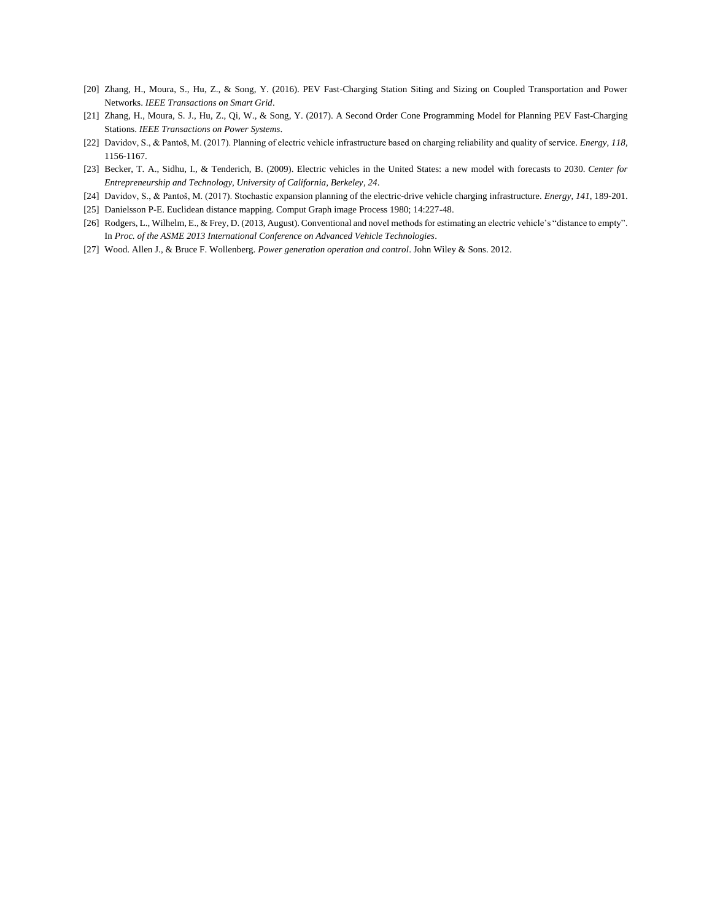[20] Zhang, H., Moura, S., Hu, Z., & Song, Y. (2016). PEV Fast-Charging Station Siting and Sizing on Coupled Transportation and Power Networks. *IEEE Transactions on Smart Grid*.

[21] Zhang, H., Moura, S. J., Hu, Z., Qi, W., & Song, Y. (2017). A Second Order Cone Programming Model for Planning PEV Fast-Charging Stations. *IEEE Transactions on Power Systems*.

[22] Davidov, S., & Pantoš, M. (2017). Planning of electric vehicle infrastructure based on charging reliability and quality of service. *Energy*, *118*, 1156-1167.

[23] Becker, T. A., Sidhu, I., & Tenderich, B. (2009). Electric vehicles in the United States: a new model with forecasts to 2030. *Center for Entrepreneurship and Technology, University of California, Berkeley*, *24*.

[24] Davidov, S., & Pantoš, M. (2017). Stochastic expansion planning of the electric-drive vehicle charging infrastructure. *Energy*, *141*, 189-201.

[25] Danielsson P-E. Euclidean distance mapping. Comput Graph image Process 1980; 14:227-48.

[26] Rodgers, L., Wilhelm, E., & Frey, D. (2013, August). Conventional and novel methods for estimating an electric vehicle's "distance to empty". In *Proc. of the ASME 2013 International Conference on Advanced Vehicle Technologies*.

[27] Wood. Allen J., & Bruce F. Wollenberg. *Power generation operation and control*. John Wiley & Sons. 2012.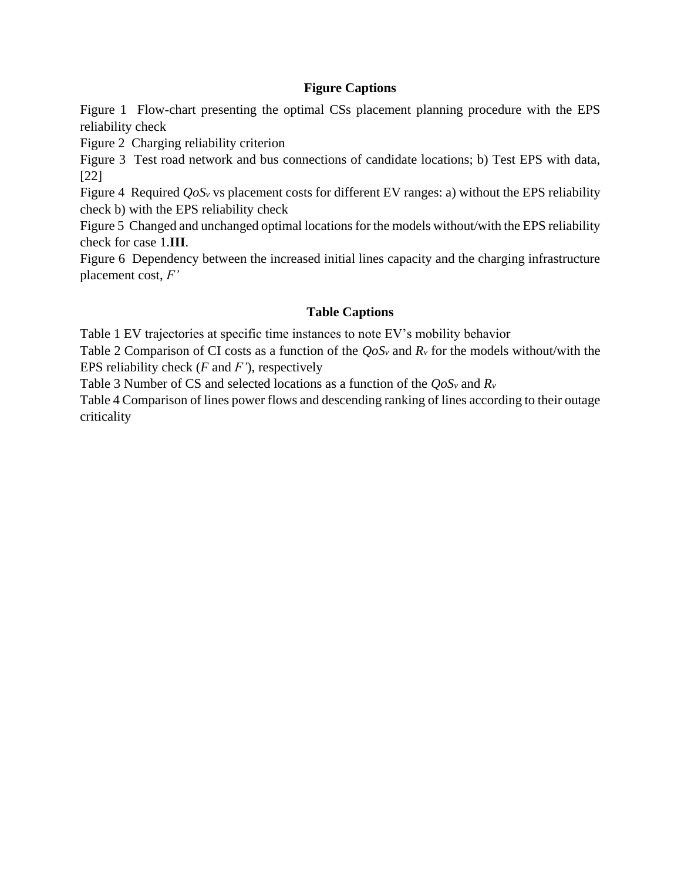## Figure Captions

Figure 1 Flow-chart presenting the optimal CSs placement planning procedure with the EPS reliability check

Figure 2 Charging reliability criterion

Figure 3 Test road network and bus connections of candidate locations; b) Test EPS with data, [22]

Figure 4 Required $QoS_v$ vs placement costs for different EV ranges: a) without the EPS reliability check b) with the EPS reliability check

Figure 5 Changed and unchanged optimal locations for the models without/with the EPS reliability check for case 1.**III**.

Figure 6 Dependency between the increased initial lines capacity and the charging infrastructure placement cost, $F'$

## Table Captions

Table 1 EV trajectories at specific time instances to note EV's mobility behavior

Table 2 Comparison of CI costs as a function of the $QoS_v$ and $R_v$ for the models without/with the EPS reliability check ($F$ and $F'$), respectively

Table 3 Number of CS and selected locations as a function of the $QoS_v$ and $R_v$

Table 4 Comparison of lines power flows and descending ranking of lines according to their outage criticality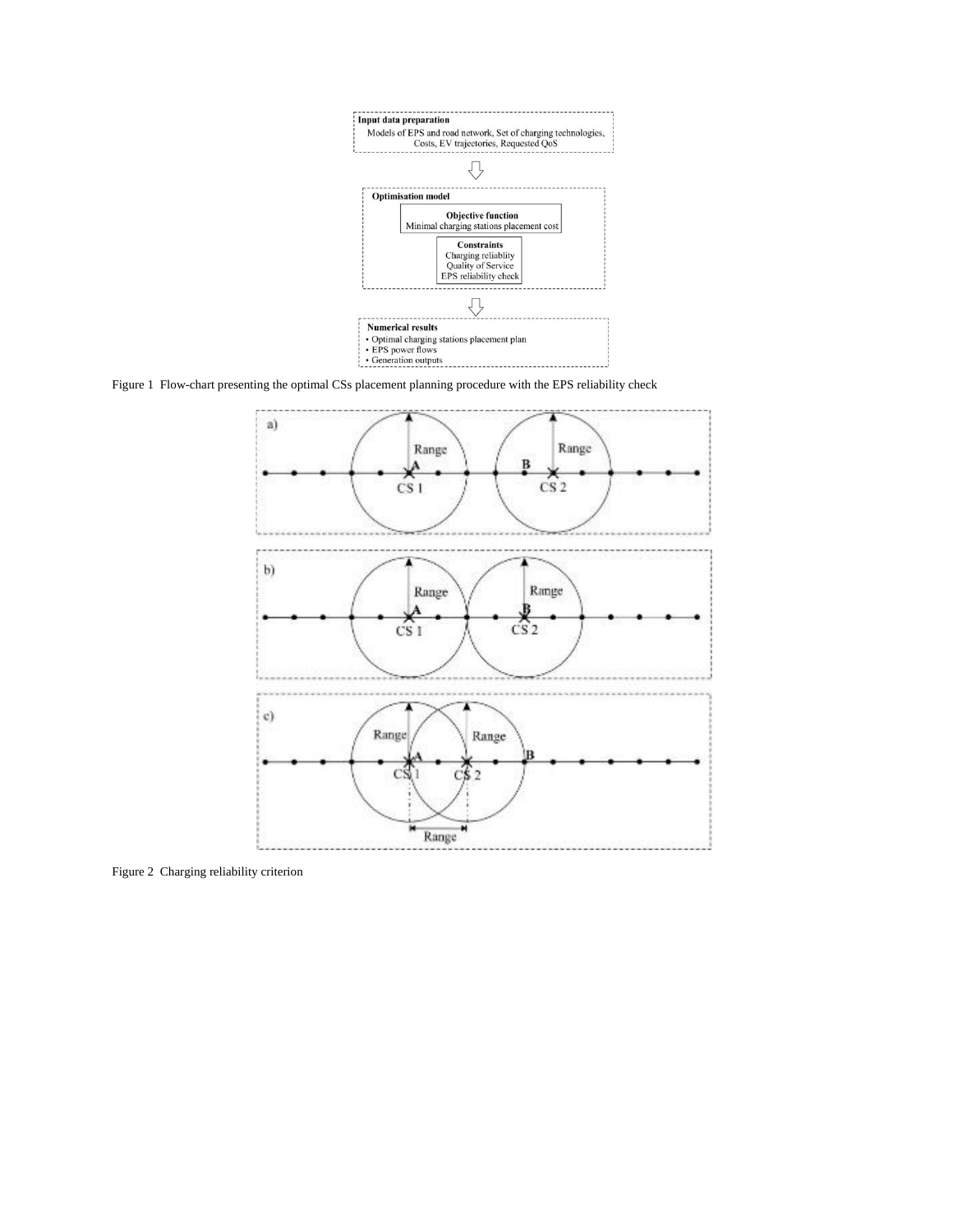**Input data preparation**

Models of EPS and road network, Set of charging technologies, Costs, EV trajectories, Requested QoS

**Optimisation model**

**Objective function**
Minimal charging stations placement cost

**Constraints**
Charging reliablity
Quality of Service
EPS reliability check

**Numerical results**

- Optimal charging stations placement plan
- EPS power flows
- Generation outputs

Figure 1 Flow-chart presenting the optimal CSs placement planning procedure with the EPS reliability check

Figure 2 Charging reliability criterion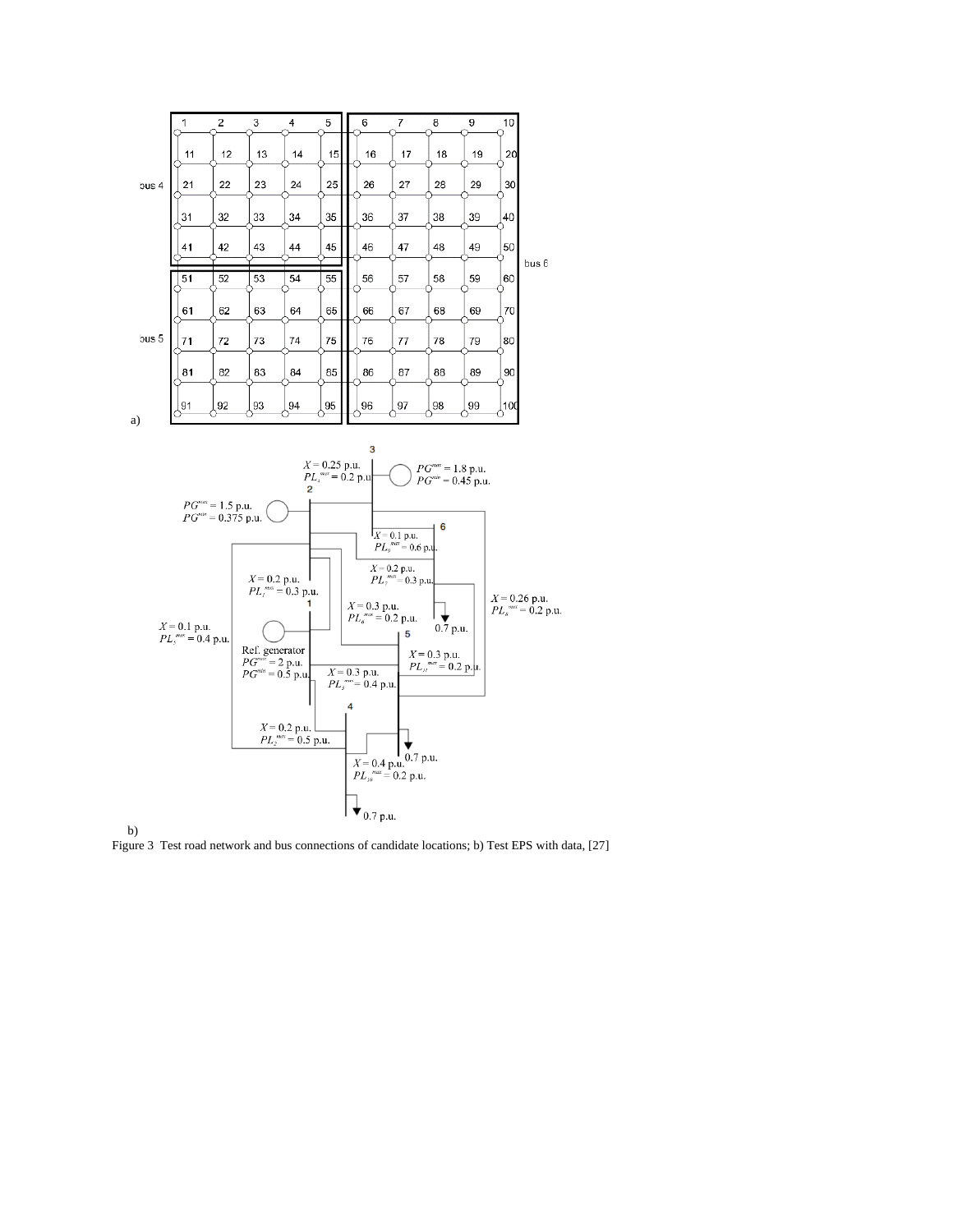Figure 3 Test road network and bus connections of candidate locations; b) Test EPS with data, [27]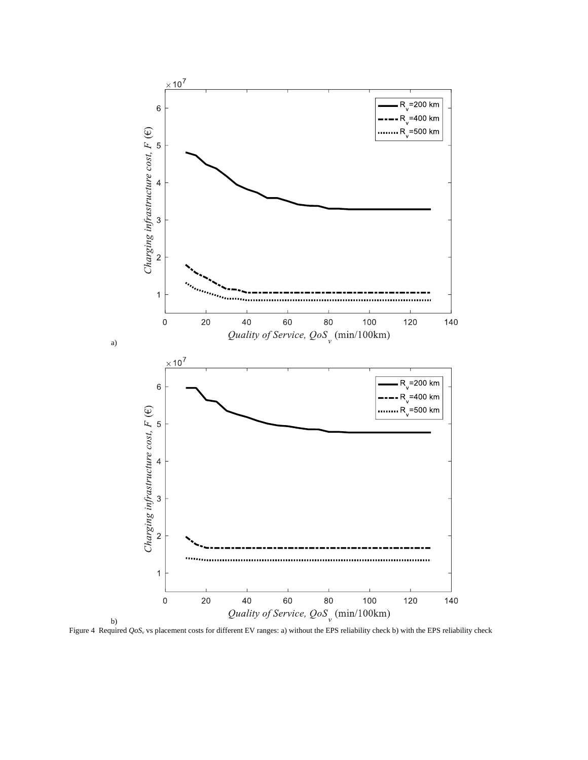a)

b)

Figure 4 Required $QoS_v$ vs placement costs for different EV ranges: a) without the EPS reliability check b) with the EPS reliability check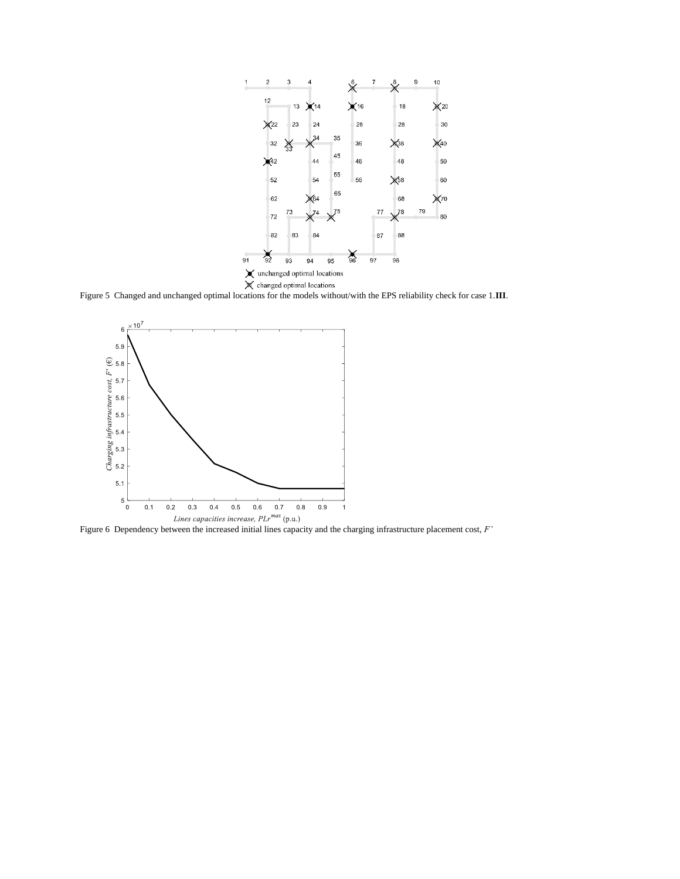Figure 5  Changed and unchanged optimal locations for the models without/with the EPS reliability check for case 1.**III**.

Figure 6  Dependency between the increased initial lines capacity and the charging infrastructure placement cost, *F'*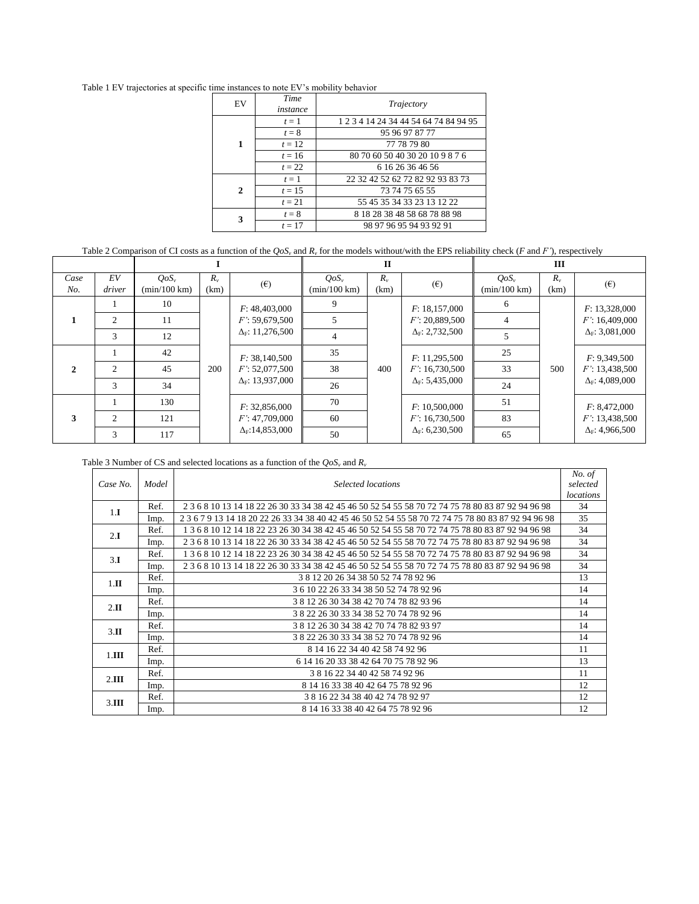Table 1 EV trajectories at specific time instances to note EV's mobility behavior

| EV | *Time instance* | *Trajectory* |
|---|---|---|
| **1** | $t = 1$ | 1 2 3 4 14 24 34 44 54 64 74 84 94 95 |
| | $t = 8$ | 95 96 97 87 77 |
| | $t = 12$ | 77 78 79 80 |
| | $t = 16$ | 80 70 60 50 40 30 20 10 9 8 7 6 |
| | $t = 22$ | 6 16 26 36 46 56 |
| **2** | $t = 1$ | 22 32 42 52 62 72 82 92 93 83 73 |
| | $t = 15$ | 73 74 75 65 55 |
| | $t = 21$ | 55 45 35 34 33 23 13 12 22 |
| **3** | $t = 8$ | 8 18 28 38 48 58 68 78 88 98 |
| | $t = 17$ | 98 97 96 95 94 93 92 91 |

Table 2 Comparison of CI costs as a function of the $QoS_v$ and $R_v$ for the models without/with the EPS reliability check ($F$ and $F'$), respectively

| | | **I** | | | **II** | | | **III** | | |
|---|---|---|---|---|---|---|---|---|---|---|
| *Case No.* | *EV driver* | $QoS_v$ (min/100 km) | $R_v$ (km) | (€) | $QoS_v$ (min/100 km) | $R_v$ (km) | (€) | $QoS_v$ (min/100 km) | $R_v$ (km) | (€) |
| **1** | 1 | 10 | 200 | $F$: 48,403,000 | 9 | 400 | $F$: 18,157,000 | 6 | 500 | $F$: 13,328,000 |
| | 2 | 11 | | $F'$: 59,679,500 | 5 | | $F'$: 20,889,500 | 4 | | $F'$: 16,409,000 |
| | 3 | 12 | | $\Delta_F$: 11,276,500 | 4 | | $\Delta_F$: 2,732,500 | 5 | | $\Delta_F$: 3,081,000 |
| **2** | 1 | 42 | | $F$: 38,140,500 | 35 | | $F$: 11,295,500 | 25 | | $F$: 9,349,500 |
| | 2 | 45 | | $F'$: 52,077,500 | 38 | | $F'$: 16,730,500 | 33 | | $F'$: 13,438,500 |
| | 3 | 34 | | $\Delta_F$: 13,937,000 | 26 | | $\Delta_F$: 5,435,000 | 24 | | $\Delta_F$: 4,089,000 |
| **3** | 1 | 130 | | $F$: 32,856,000 | 70 | | $F$: 10,500,000 | 51 | | $F$: 8,472,000 |
| | 2 | 121 | | $F'$: 47,709,000 | 60 | | $F'$: 16,730,500 | 83 | | $F'$: 13,438,500 |
| | 3 | 117 | | $\Delta_F$:14,853,000 | 50 | | $\Delta_F$: 6,230,500 | 65 | | $\Delta_F$: 4,966,500 |

Table 3 Number of CS and selected locations as a function of the $QoS_v$ and $R_v$

| *Case No.* | *Model* | *Selected locations* | *No. of selected locations* |
|---|---|---|---|
| 1.**I** | Ref. | 2 3 6 8 10 13 14 18 22 26 30 33 34 38 42 45 46 50 52 54 55 58 70 72 74 75 78 80 83 87 92 94 96 98 | 34 |
| | Imp. | 2 3 6 7 9 13 14 18 20 22 26 33 34 38 40 42 45 46 50 52 54 55 58 70 72 74 75 78 80 83 87 92 94 96 98 | 35 |
| 2.**I** | Ref. | 1 3 6 8 10 12 14 18 22 23 26 30 34 38 42 45 46 50 52 54 55 58 70 72 74 75 78 80 83 87 92 94 96 98 | 34 |
| | Imp. | 2 3 6 8 10 13 14 18 22 26 30 33 34 38 42 45 46 50 52 54 55 58 70 72 74 75 78 80 83 87 92 94 96 98 | 34 |
| 3.**I** | Ref. | 1 3 6 8 10 12 14 18 22 23 26 30 34 38 42 45 46 50 52 54 55 58 70 72 74 75 78 80 83 87 92 94 96 98 | 34 |
| | Imp. | 2 3 6 8 10 13 14 18 22 26 30 33 34 38 42 45 46 50 52 54 55 58 70 72 74 75 78 80 83 87 92 94 96 98 | 34 |
| 1.**II** | Ref. | 3 8 12 20 26 34 38 50 52 74 78 92 96 | 13 |
| | Imp. | 3 6 10 22 26 33 34 38 50 52 74 78 92 96 | 14 |
| 2.**II** | Ref. | 3 8 12 26 30 34 38 42 70 74 78 82 93 96 | 14 |
| | Imp. | 3 8 22 26 30 33 34 38 52 70 74 78 92 96 | 14 |
| 3.**II** | Ref. | 3 8 12 26 30 34 38 42 70 74 78 82 93 97 | 14 |
| | Imp. | 3 8 22 26 30 33 34 38 52 70 74 78 92 96 | 14 |
| 1.**III** | Ref. | 8 14 16 22 34 40 42 58 74 92 96 | 11 |
| | Imp. | 6 14 16 20 33 38 42 64 70 75 78 92 96 | 13 |
| 2.**III** | Ref. | 3 8 16 22 34 40 42 58 74 92 96 | 11 |
| | Imp. | 8 14 16 33 38 40 42 64 75 78 92 96 | 12 |
| 3.**III** | Ref. | 3 8 16 22 34 38 40 42 74 78 92 97 | 12 |
| | Imp. | 8 14 16 33 38 40 42 64 75 78 92 96 | 12 |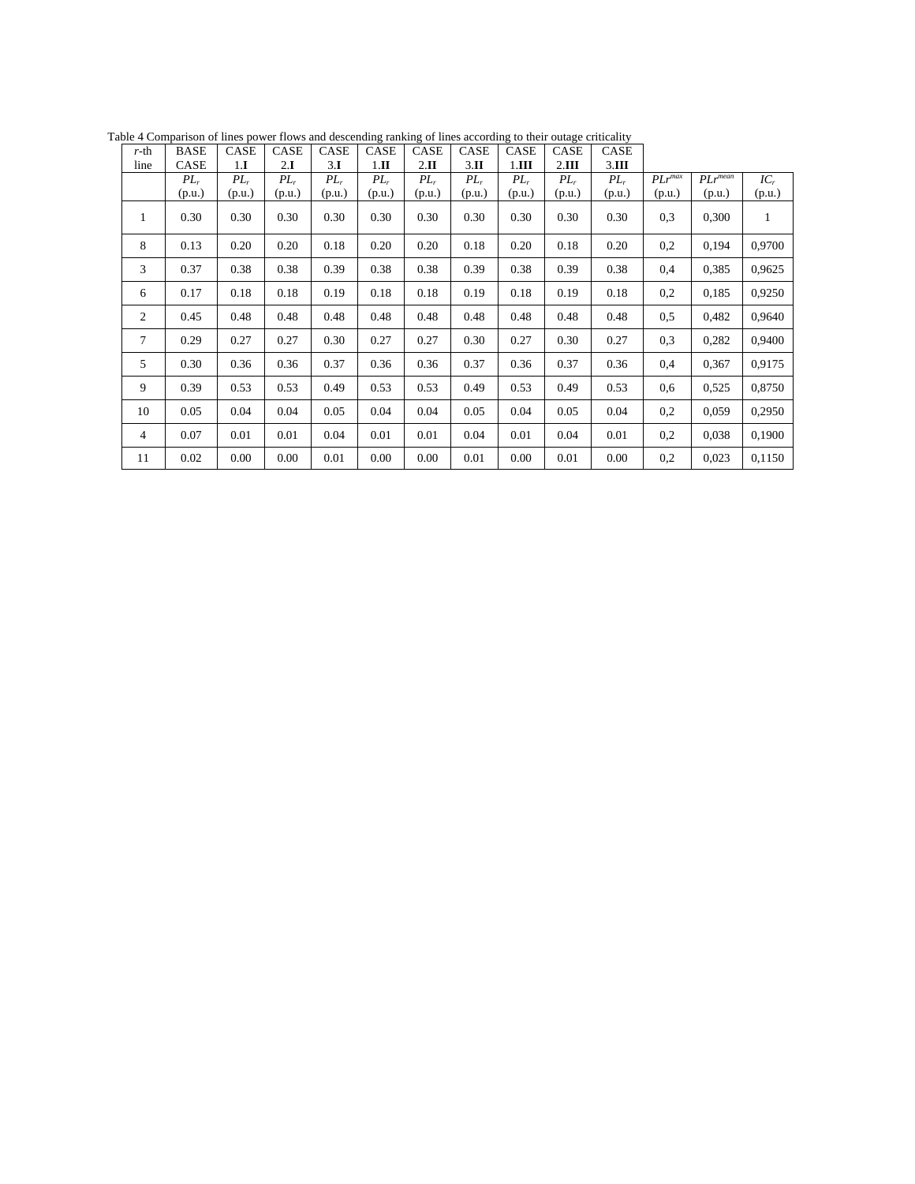Table 4 Comparison of lines power flows and descending ranking of lines according to their outage criticality

| *r*-th line | BASE CASE | CASE 1.**I** | CASE 2.**I** | CASE 3.**I** | CASE 1.**II** | CASE 2.**II** | CASE 3.**II** | CASE 1.**III** | CASE 2.**III** | CASE 3.**III** | | | |
|---|---|---|---|---|---|---|---|---|---|---|---|---|---|
| | $PL_r$ (p.u.) | $PL_r$ (p.u.) | $PL_r$ (p.u.) | $PL_r$ (p.u.) | $PL_r$ (p.u.) | $PL_r$ (p.u.) | $PL_r$ (p.u.) | $PL_r$ (p.u.) | $PL_r$ (p.u.) | $PL_r$ (p.u.) | $PLr^{max}$ (p.u.) | $PLr^{mean}$ (p.u.) | $IC_r$ (p.u.) |
| 1 | 0.30 | 0.30 | 0.30 | 0.30 | 0.30 | 0.30 | 0.30 | 0.30 | 0.30 | 0.30 | 0,3 | 0,300 | 1 |
| 8 | 0.13 | 0.20 | 0.20 | 0.18 | 0.20 | 0.20 | 0.18 | 0.20 | 0.18 | 0.20 | 0,2 | 0,194 | 0,9700 |
| 3 | 0.37 | 0.38 | 0.38 | 0.39 | 0.38 | 0.38 | 0.39 | 0.38 | 0.39 | 0.38 | 0,4 | 0,385 | 0,9625 |
| 6 | 0.17 | 0.18 | 0.18 | 0.19 | 0.18 | 0.18 | 0.19 | 0.18 | 0.19 | 0.18 | 0,2 | 0,185 | 0,9250 |
| 2 | 0.45 | 0.48 | 0.48 | 0.48 | 0.48 | 0.48 | 0.48 | 0.48 | 0.48 | 0.48 | 0,5 | 0,482 | 0,9640 |
| 7 | 0.29 | 0.27 | 0.27 | 0.30 | 0.27 | 0.27 | 0.30 | 0.27 | 0.30 | 0.27 | 0,3 | 0,282 | 0,9400 |
| 5 | 0.30 | 0.36 | 0.36 | 0.37 | 0.36 | 0.36 | 0.37 | 0.36 | 0.37 | 0.36 | 0,4 | 0,367 | 0,9175 |
| 9 | 0.39 | 0.53 | 0.53 | 0.49 | 0.53 | 0.53 | 0.49 | 0.53 | 0.49 | 0.53 | 0,6 | 0,525 | 0,8750 |
| 10 | 0.05 | 0.04 | 0.04 | 0.05 | 0.04 | 0.04 | 0.05 | 0.04 | 0.05 | 0.04 | 0,2 | 0,059 | 0,2950 |
| 4 | 0.07 | 0.01 | 0.01 | 0.04 | 0.01 | 0.01 | 0.04 | 0.01 | 0.04 | 0.01 | 0,2 | 0,038 | 0,1900 |
| 11 | 0.02 | 0.00 | 0.00 | 0.01 | 0.00 | 0.00 | 0.01 | 0.00 | 0.01 | 0.00 | 0,2 | 0,023 | 0,1150 |